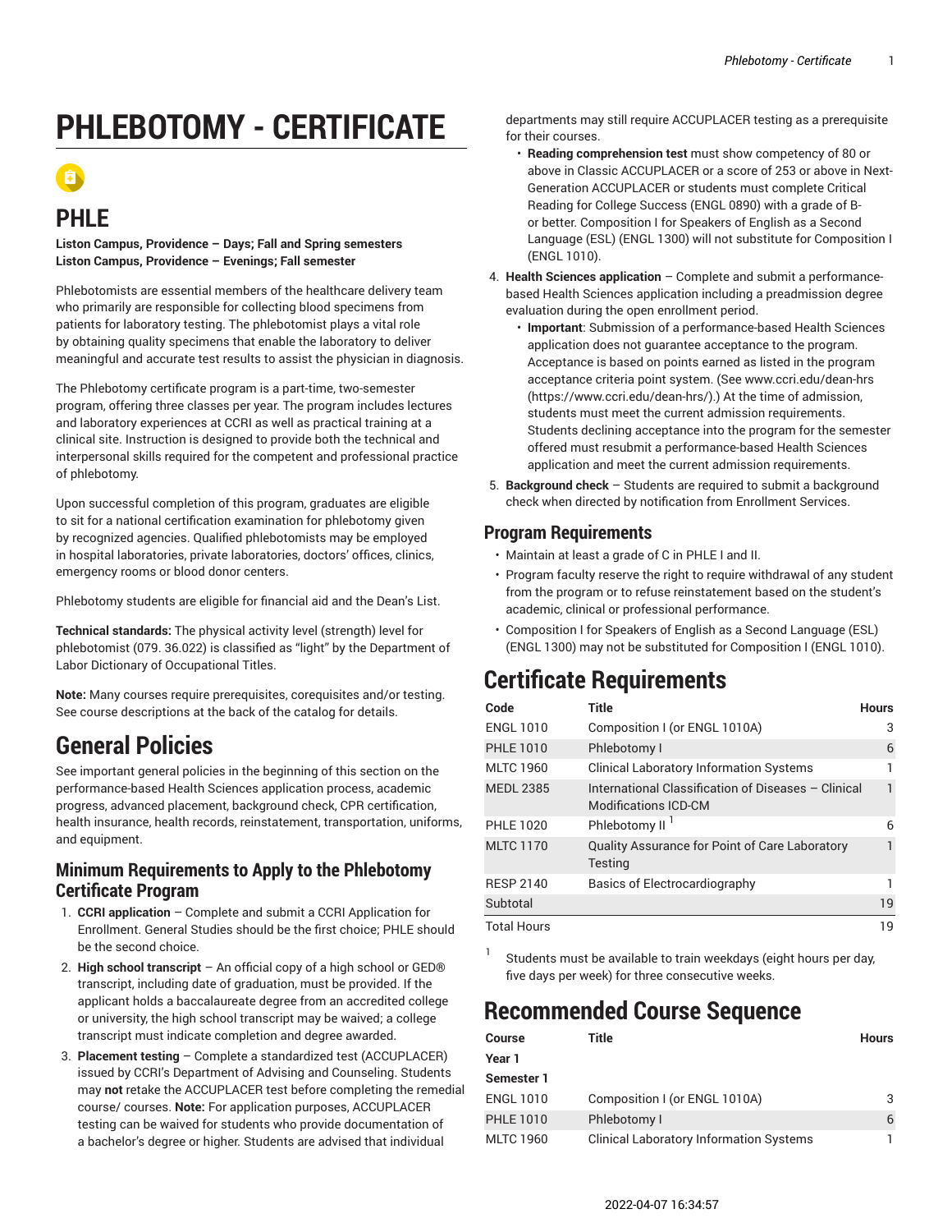# PHLEBOTOMY - CERTIFICATE

## PHLE

**Liston Campus, Providence – Days; Fall and Spring semesters**
**Liston Campus, Providence – Evenings; Fall semester**

Phlebotomists are essential members of the healthcare delivery team who primarily are responsible for collecting blood specimens from patients for laboratory testing. The phlebotomist plays a vital role by obtaining quality specimens that enable the laboratory to deliver meaningful and accurate test results to assist the physician in diagnosis.

The Phlebotomy certificate program is a part-time, two-semester program, offering three classes per year. The program includes lectures and laboratory experiences at CCRI as well as practical training at a clinical site. Instruction is designed to provide both the technical and interpersonal skills required for the competent and professional practice of phlebotomy.

Upon successful completion of this program, graduates are eligible to sit for a national certification examination for phlebotomy given by recognized agencies. Qualified phlebotomists may be employed in hospital laboratories, private laboratories, doctors' offices, clinics, emergency rooms or blood donor centers.

Phlebotomy students are eligible for financial aid and the Dean's List.

**Technical standards:** The physical activity level (strength) level for phlebotomist (079. 36.022) is classified as "light" by the Department of Labor Dictionary of Occupational Titles.

**Note:** Many courses require prerequisites, corequisites and/or testing. See course descriptions at the back of the catalog for details.

# General Policies

See important general policies in the beginning of this section on the performance-based Health Sciences application process, academic progress, advanced placement, background check, CPR certification, health insurance, health records, reinstatement, transportation, uniforms, and equipment.

## Minimum Requirements to Apply to the Phlebotomy Certificate Program

1. **CCRI application** – Complete and submit a CCRI Application for Enrollment. General Studies should be the first choice; PHLE should be the second choice.
2. **High school transcript** – An official copy of a high school or GED® transcript, including date of graduation, must be provided. If the applicant holds a baccalaureate degree from an accredited college or university, the high school transcript may be waived; a college transcript must indicate completion and degree awarded.
3. **Placement testing** – Complete a standardized test (ACCUPLACER) issued by CCRI's Department of Advising and Counseling. Students may **not** retake the ACCUPLACER test before completing the remedial course/ courses. **Note:** For application purposes, ACCUPLACER testing can be waived for students who provide documentation of a bachelor's degree or higher. Students are advised that individual departments may still require ACCUPLACER testing as a prerequisite for their courses.
   - **Reading comprehension test** must show competency of 80 or above in Classic ACCUPLACER or a score of 253 or above in Next-Generation ACCUPLACER or students must complete Critical Reading for College Success (ENGL 0890) with a grade of B- or better. Composition I for Speakers of English as a Second Language (ESL) (ENGL 1300) will not substitute for Composition I (ENGL 1010).
4. **Health Sciences application** – Complete and submit a performance-based Health Sciences application including a preadmission degree evaluation during the open enrollment period.
   - **Important**: Submission of a performance-based Health Sciences application does not guarantee acceptance to the program. Acceptance is based on points earned as listed in the program acceptance criteria point system. (See www.ccri.edu/dean-hrs (https://www.ccri.edu/dean-hrs/).) At the time of admission, students must meet the current admission requirements. Students declining acceptance into the program for the semester offered must resubmit a performance-based Health Sciences application and meet the current admission requirements.
5. **Background check** – Students are required to submit a background check when directed by notification from Enrollment Services.

## Program Requirements

- Maintain at least a grade of C in PHLE I and II.
- Program faculty reserve the right to require withdrawal of any student from the program or to refuse reinstatement based on the student's academic, clinical or professional performance.
- Composition I for Speakers of English as a Second Language (ESL) (ENGL 1300) may not be substituted for Composition I (ENGL 1010).

# Certificate Requirements

| Code | Title | Hours |
|---|---|---|
| ENGL 1010 | Composition I (or ENGL 1010A) | 3 |
| PHLE 1010 | Phlebotomy I | 6 |
| MLTC 1960 | Clinical Laboratory Information Systems | 1 |
| MEDL 2385 | International Classification of Diseases – Clinical Modifications ICD-CM | 1 |
| PHLE 1020 | Phlebotomy II [1] | 6 |
| MLTC 1170 | Quality Assurance for Point of Care Laboratory Testing | 1 |
| RESP 2140 | Basics of Electrocardiography | 1 |
| Subtotal | | 19 |
| Total Hours | | 19 |

[1] Students must be available to train weekdays (eight hours per day, five days per week) for three consecutive weeks.

# Recommended Course Sequence

| Course | Title | Hours |
|---|---|---|
| **Year 1** | | |
| **Semester 1** | | |
| ENGL 1010 | Composition I (or ENGL 1010A) | 3 |
| PHLE 1010 | Phlebotomy I | 6 |
| MLTC 1960 | Clinical Laboratory Information Systems | 1 |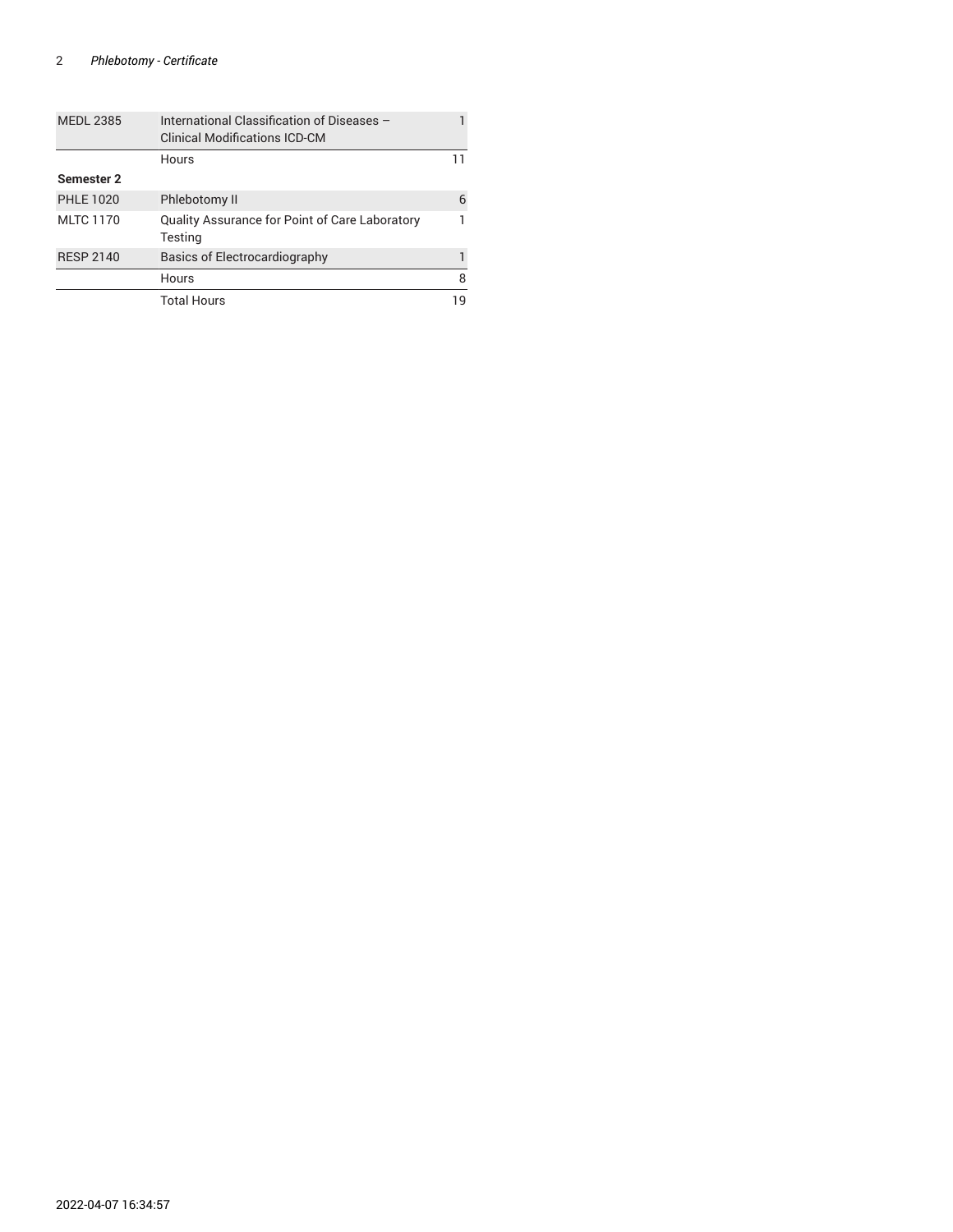| | | |
|---|---|---|
| MEDL 2385 | International Classification of Diseases – Clinical Modifications ICD-CM | 1 |
| | Hours | 11 |
| **Semester 2** | | |
| PHLE 1020 | Phlebotomy II | 6 |
| MLTC 1170 | Quality Assurance for Point of Care Laboratory Testing | 1 |
| RESP 2140 | Basics of Electrocardiography | 1 |
| | Hours | 8 |
| | Total Hours | 19 |